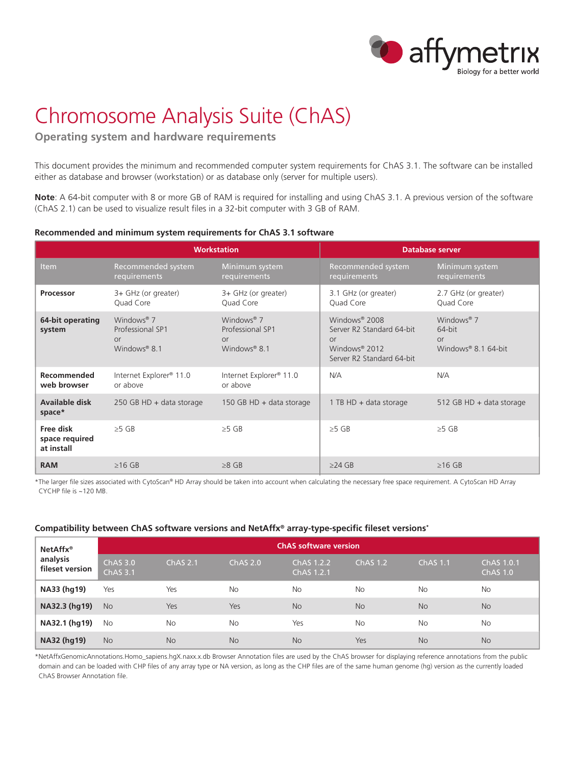# Chromosome Analysis Suite (ChAS)

## Operating system and hardware requirements

This document provides the minimum and recommended computer system requirements for ChAS 3.1. The software can be installed either as database and browser (workstation) or as database only (server for multiple users).

**Note**: A 64-bit computer with 8 or more GB of RAM is required for installing and using ChAS 3.1. A previous version of the software (ChAS 2.1) can be used to visualize result files in a 32-bit computer with 3 GB of RAM.

### Recommended and minimum system requirements for ChAS 3.1 software

| | Workstation | | Database server | |
|---|---|---|---|---|
| Item | Recommended system requirements | Minimum system requirements | Recommended system requirements | Minimum system requirements |
| **Processor** | 3+ GHz (or greater) Quad Core | 3+ GHz (or greater) Quad Core | 3.1 GHz (or greater) Quad Core | 2.7 GHz (or greater) Quad Core |
| **64-bit operating system** | Windows® 7 Professional SP1 or Windows® 8.1 | Windows® 7 Professional SP1 or Windows® 8.1 | Windows® 2008 Server R2 Standard 64-bit or Windows® 2012 Server R2 Standard 64-bit | Windows® 7 64-bit or Windows® 8.1 64-bit |
| **Recommended web browser** | Internet Explorer® 11.0 or above | Internet Explorer® 11.0 or above | N/A | N/A |
| **Available disk space*** | 250 GB HD + data storage | 150 GB HD + data storage | 1 TB HD + data storage | 512 GB HD + data storage |
| **Free disk space required at install** | ≥5 GB | ≥5 GB | ≥5 GB | ≥5 GB |
| **RAM** | ≥16 GB | ≥8 GB | ≥24 GB | ≥16 GB |

*The larger file sizes associated with CytoScan® HD Array should be taken into account when calculating the necessary free space requirement. A CytoScan HD Array CYCHP file is ~120 MB.

### Compatibility between ChAS software versions and NetAffx® array-type-specific fileset versions*

| NetAffx® analysis fileset version | ChAS software version | | | | | | |
|---|---|---|---|---|---|---|---|
| | ChAS 3.0 ChAS 3.1 | ChAS 2.1 | ChAS 2.0 | ChAS 1.2.2 ChAS 1.2.1 | ChAS 1.2 | ChAS 1.1 | ChAS 1.0.1 ChAS 1.0 |
| **NA33 (hg19)** | Yes | Yes | No | No | No | No | No |
| **NA32.3 (hg19)** | No | Yes | Yes | No | No | No | No |
| **NA32.1 (hg19)** | No | No | No | Yes | No | No | No |
| **NA32 (hg19)** | No | No | No | No | Yes | No | No |

*NetAffxGenomicAnnotations.Homo_sapiens.hgX.naxx.x.db Browser Annotation files are used by the ChAS browser for displaying reference annotations from the public domain and can be loaded with CHP files of any array type or NA version, as long as the CHP files are of the same human genome (hg) version as the currently loaded ChAS Browser Annotation file.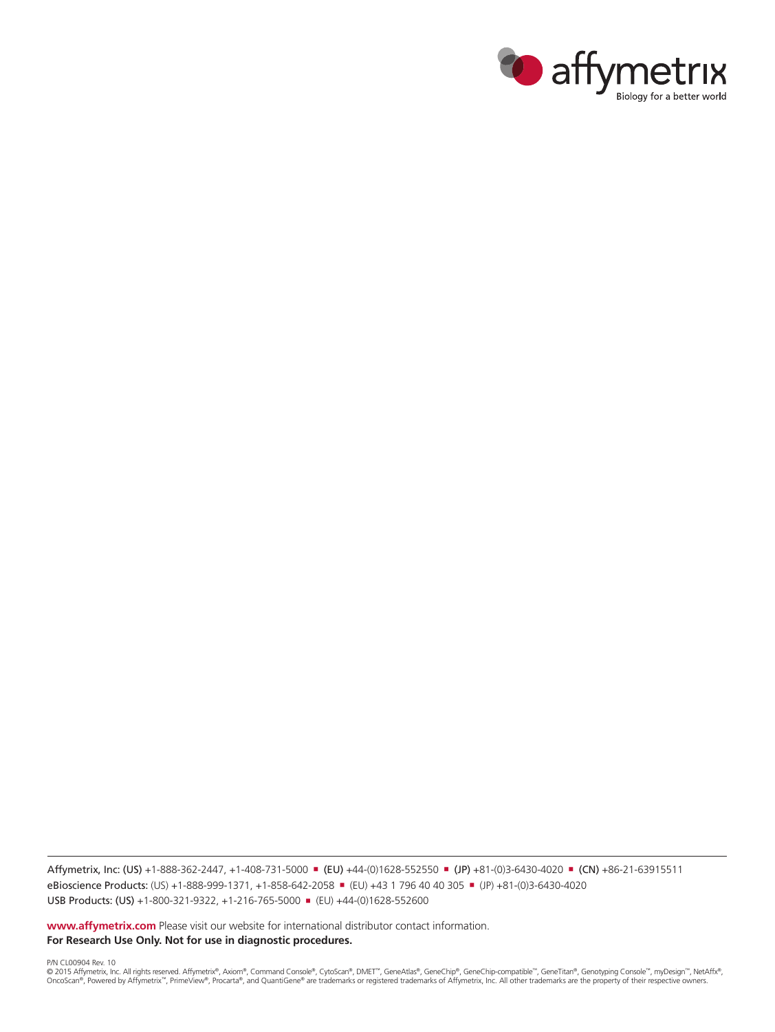affymetrix

Biology for a better world

Affymetrix, Inc: (US) +1-888-362-2447, +1-408-731-5000 ■ (EU) +44-(0)1628-552550 ■ (JP) +81-(0)3-6430-4020 ■ (CN) +86-21-63915511
eBioscience Products: (US) +1-888-999-1371, +1-858-642-2058 ■ (EU) +43 1 796 40 40 305 ■ (JP) +81-(0)3-6430-4020
USB Products: (US) +1-800-321-9322, +1-216-765-5000 ■ (EU) +44-(0)1628-552600

**www.affymetrix.com** Please visit our website for international distributor contact information.
**For Research Use Only. Not for use in diagnostic procedures.**

P/N CL00904 Rev. 10
© 2015 Affymetrix, Inc. All rights reserved. Affymetrix®, Axiom®, Command Console®, CytoScan®, DMET™, GeneAtlas®, GeneChip®, GeneChip-compatible™, GeneTitan®, Genotyping Console™, myDesign™, NetAffx®, OncoScan®, Powered by Affymetrix™, PrimeView®, Procarta®, and QuantiGene® are trademarks or registered trademarks of Affymetrix, Inc. All other trademarks are the property of their respective owners.